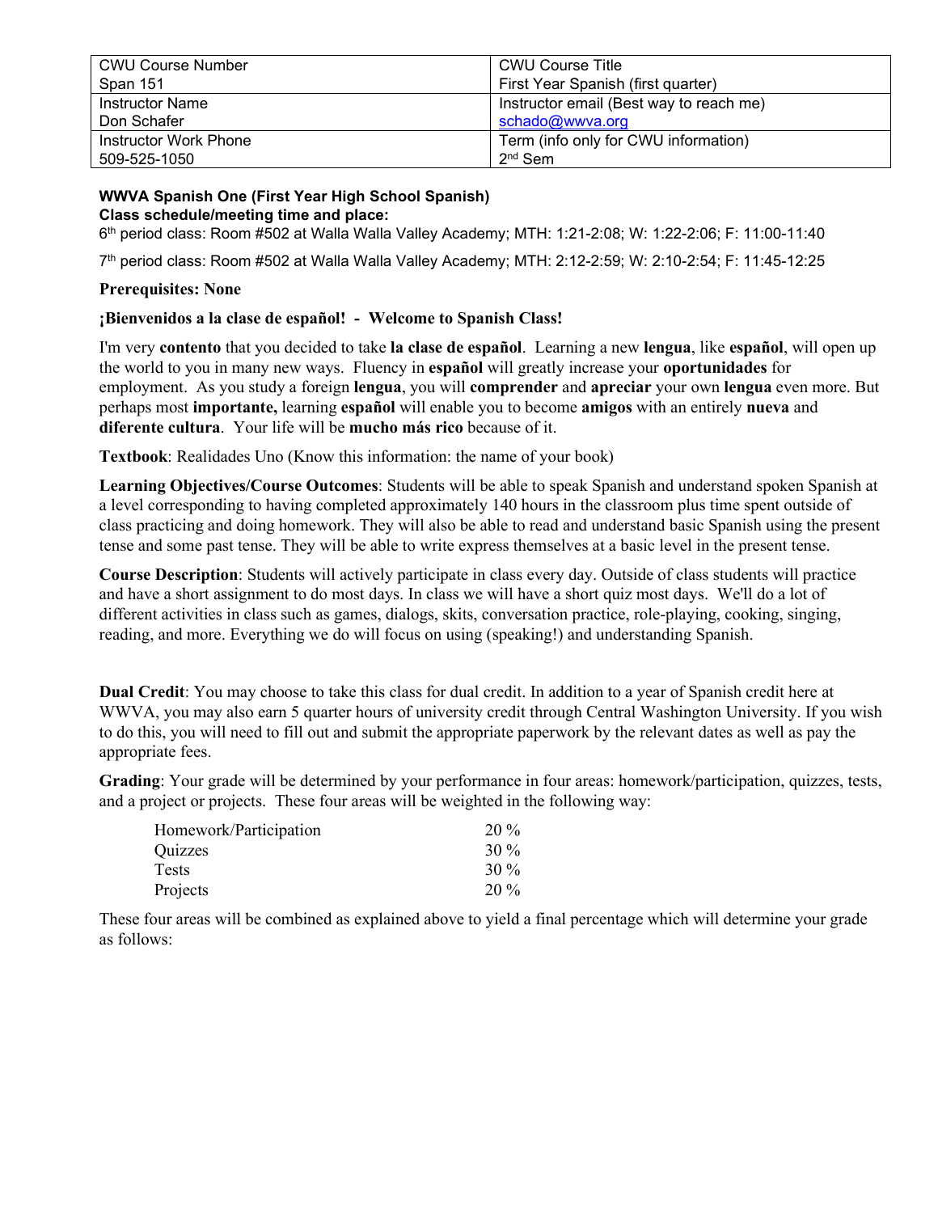| CWU Course Number | CWU Course Title |
| --- | --- |
| Span 151 | First Year Spanish (first quarter) |
| Instructor Name<br>Don Schafer | Instructor email (Best way to reach me)<br>schado@wwva.org |
| Instructor Work Phone<br>509-525-1050 | Term (info only for CWU information)<br>2nd Sem |

**WWVA Spanish One (First Year High School Spanish)**
**Class schedule/meeting time and place:**

6th period class: Room #502 at Walla Walla Valley Academy; MTH: 1:21-2:08; W: 1:22-2:06; F: 11:00-11:40

7th period class: Room #502 at Walla Walla Valley Academy; MTH: 2:12-2:59; W: 2:10-2:54; F: 11:45-12:25

**Prerequisites: None**

**¡Bienvenidos a la clase de español! - Welcome to Spanish Class!**

I'm very **contento** that you decided to take **la clase de español**. Learning a new **lengua**, like **español**, will open up the world to you in many new ways. Fluency in **español** will greatly increase your **oportunidades** for employment. As you study a foreign **lengua**, you will **comprender** and **apreciar** your own **lengua** even more. But perhaps most **importante,** learning **español** will enable you to become **amigos** with an entirely **nueva** and **diferente cultura**. Your life will be **mucho más rico** because of it.

**Textbook**: Realidades Uno (Know this information: the name of your book)

**Learning Objectives/Course Outcomes**: Students will be able to speak Spanish and understand spoken Spanish at a level corresponding to having completed approximately 140 hours in the classroom plus time spent outside of class practicing and doing homework. They will also be able to read and understand basic Spanish using the present tense and some past tense. They will be able to write express themselves at a basic level in the present tense.

**Course Description**: Students will actively participate in class every day. Outside of class students will practice and have a short assignment to do most days. In class we will have a short quiz most days. We'll do a lot of different activities in class such as games, dialogs, skits, conversation practice, role-playing, cooking, singing, reading, and more. Everything we do will focus on using (speaking!) and understanding Spanish.

**Dual Credit**: You may choose to take this class for dual credit. In addition to a year of Spanish credit here at WWVA, you may also earn 5 quarter hours of university credit through Central Washington University. If you wish to do this, you will need to fill out and submit the appropriate paperwork by the relevant dates as well as pay the appropriate fees.

**Grading**: Your grade will be determined by your performance in four areas: homework/participation, quizzes, tests, and a project or projects. These four areas will be weighted in the following way:

| Area | Weight |
| --- | --- |
| Homework/Participation | 20 % |
| Quizzes | 30 % |
| Tests | 30 % |
| Projects | 20 % |

These four areas will be combined as explained above to yield a final percentage which will determine your grade as follows: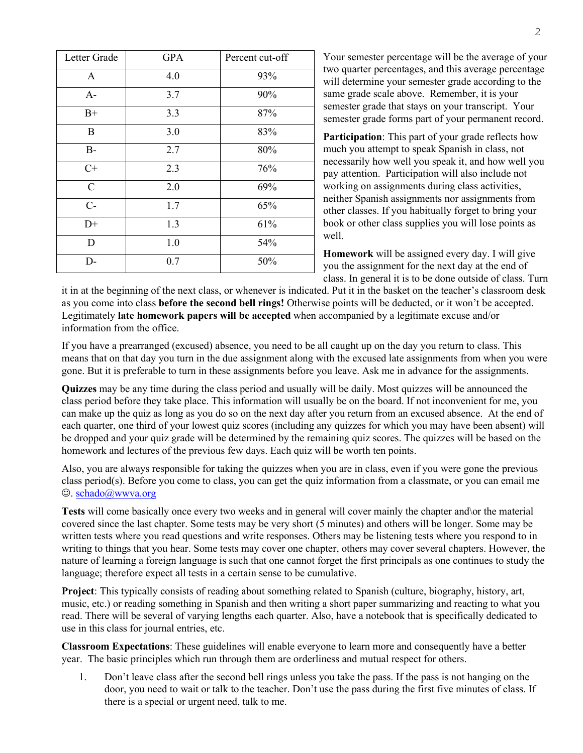| Letter Grade | GPA | Percent cut-off |
|---|---|---|
| A | 4.0 | 93% |
| A- | 3.7 | 90% |
| B+ | 3.3 | 87% |
| B | 3.0 | 83% |
| B- | 2.7 | 80% |
| C+ | 2.3 | 76% |
| C | 2.0 | 69% |
| C- | 1.7 | 65% |
| D+ | 1.3 | 61% |
| D | 1.0 | 54% |
| D- | 0.7 | 50% |

Your semester percentage will be the average of your two quarter percentages, and this average percentage will determine your semester grade according to the same grade scale above. Remember, it is your semester grade that stays on your transcript. Your semester grade forms part of your permanent record.

**Participation**: This part of your grade reflects how much you attempt to speak Spanish in class, not necessarily how well you speak it, and how well you pay attention. Participation will also include not working on assignments during class activities, neither Spanish assignments nor assignments from other classes. If you habitually forget to bring your book or other class supplies you will lose points as well.

**Homework** will be assigned every day. I will give you the assignment for the next day at the end of class. In general it is to be done outside of class. Turn it in at the beginning of the next class, or whenever is indicated. Put it in the basket on the teacher's classroom desk as you come into class **before the second bell rings!** Otherwise points will be deducted, or it won't be accepted. Legitimately **late homework papers will be accepted** when accompanied by a legitimate excuse and/or information from the office.

If you have a prearranged (excused) absence, you need to be all caught up on the day you return to class. This means that on that day you turn in the due assignment along with the excused late assignments from when you were gone. But it is preferable to turn in these assignments before you leave. Ask me in advance for the assignments.

**Quizzes** may be any time during the class period and usually will be daily. Most quizzes will be announced the class period before they take place. This information will usually be on the board. If not inconvenient for me, you can make up the quiz as long as you do so on the next day after you return from an excused absence. At the end of each quarter, one third of your lowest quiz scores (including any quizzes for which you may have been absent) will be dropped and your quiz grade will be determined by the remaining quiz scores. The quizzes will be based on the homework and lectures of the previous few days. Each quiz will be worth ten points.

Also, you are always responsible for taking the quizzes when you are in class, even if you were gone the previous class period(s). Before you come to class, you can get the quiz information from a classmate, or you can email me ☺. schado@wwva.org

**Tests** will come basically once every two weeks and in general will cover mainly the chapter and\or the material covered since the last chapter. Some tests may be very short (5 minutes) and others will be longer. Some may be written tests where you read questions and write responses. Others may be listening tests where you respond to in writing to things that you hear. Some tests may cover one chapter, others may cover several chapters. However, the nature of learning a foreign language is such that one cannot forget the first principals as one continues to study the language; therefore expect all tests in a certain sense to be cumulative.

**Project**: This typically consists of reading about something related to Spanish (culture, biography, history, art, music, etc.) or reading something in Spanish and then writing a short paper summarizing and reacting to what you read. There will be several of varying lengths each quarter. Also, have a notebook that is specifically dedicated to use in this class for journal entries, etc.

**Classroom Expectations**: These guidelines will enable everyone to learn more and consequently have a better year. The basic principles which run through them are orderliness and mutual respect for others.

1. Don't leave class after the second bell rings unless you take the pass. If the pass is not hanging on the door, you need to wait or talk to the teacher. Don't use the pass during the first five minutes of class. If there is a special or urgent need, talk to me.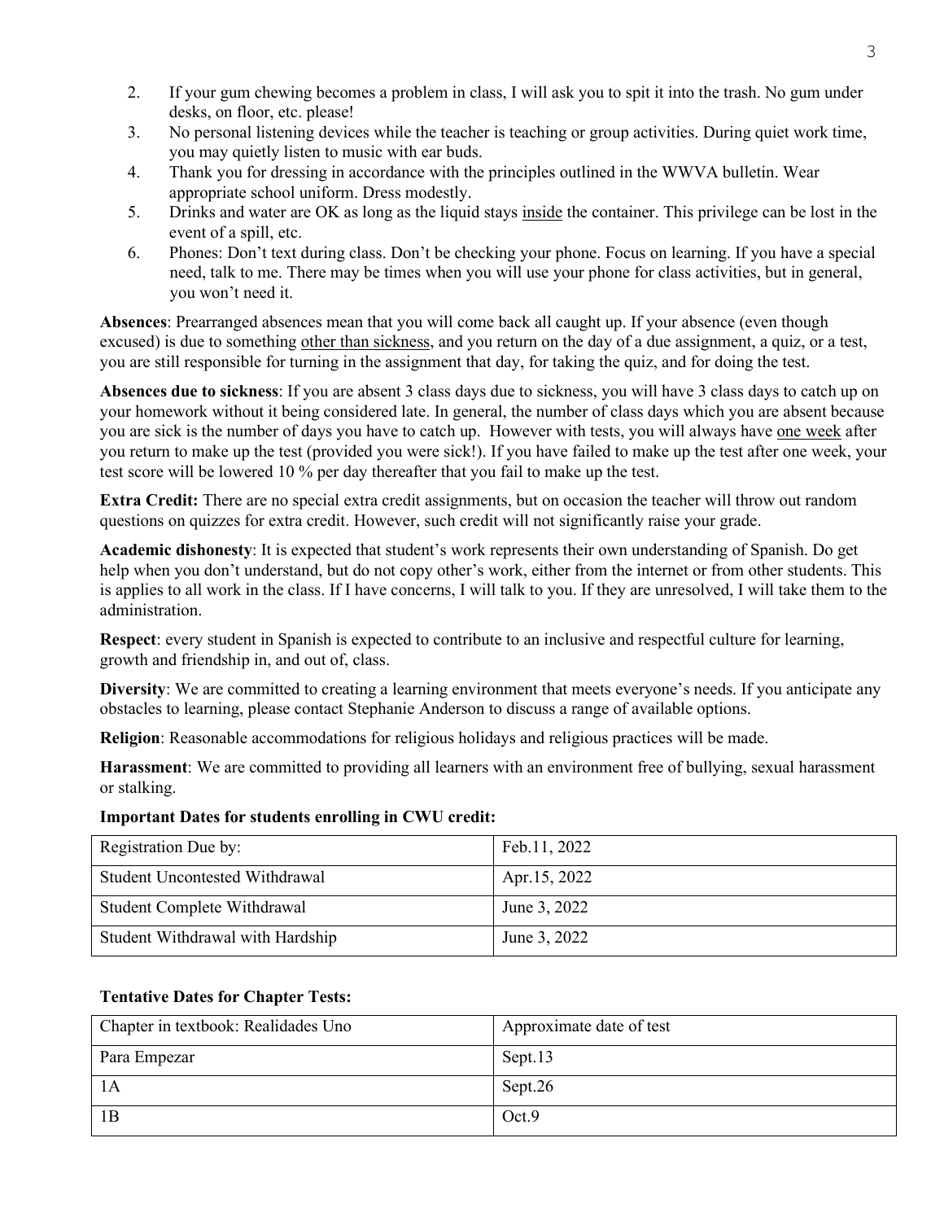2. If your gum chewing becomes a problem in class, I will ask you to spit it into the trash. No gum under desks, on floor, etc. please!
3. No personal listening devices while the teacher is teaching or group activities. During quiet work time, you may quietly listen to music with ear buds.
4. Thank you for dressing in accordance with the principles outlined in the WWVA bulletin. Wear appropriate school uniform. Dress modestly.
5. Drinks and water are OK as long as the liquid stays <u>inside</u> the container. This privilege can be lost in the event of a spill, etc.
6. Phones: Don't text during class. Don't be checking your phone. Focus on learning. If you have a special need, talk to me. There may be times when you will use your phone for class activities, but in general, you won't need it.

**Absences**: Prearranged absences mean that you will come back all caught up. If your absence (even though excused) is due to something <u>other than sickness</u>, and you return on the day of a due assignment, a quiz, or a test, you are still responsible for turning in the assignment that day, for taking the quiz, and for doing the test.

**Absences due to sickness**: If you are absent 3 class days due to sickness, you will have 3 class days to catch up on your homework without it being considered late. In general, the number of class days which you are absent because you are sick is the number of days you have to catch up. However with tests, you will always have <u>one week</u> after you return to make up the test (provided you were sick!). If you have failed to make up the test after one week, your test score will be lowered 10 % per day thereafter that you fail to make up the test.

**Extra Credit:** There are no special extra credit assignments, but on occasion the teacher will throw out random questions on quizzes for extra credit. However, such credit will not significantly raise your grade.

**Academic dishonesty**: It is expected that student's work represents their own understanding of Spanish. Do get help when you don't understand, but do not copy other's work, either from the internet or from other students. This is applies to all work in the class. If I have concerns, I will talk to you. If they are unresolved, I will take them to the administration.

**Respect**: every student in Spanish is expected to contribute to an inclusive and respectful culture for learning, growth and friendship in, and out of, class.

**Diversity**: We are committed to creating a learning environment that meets everyone's needs. If you anticipate any obstacles to learning, please contact Stephanie Anderson to discuss a range of available options.

**Religion**: Reasonable accommodations for religious holidays and religious practices will be made.

**Harassment**: We are committed to providing all learners with an environment free of bullying, sexual harassment or stalking.

**Important Dates for students enrolling in CWU credit:**

| Registration Due by: | Feb.11, 2022 |
|---|---|
| Student Uncontested Withdrawal | Apr.15, 2022 |
| Student Complete Withdrawal | June 3, 2022 |
| Student Withdrawal with Hardship | June 3, 2022 |

**Tentative Dates for Chapter Tests:**

| Chapter in textbook: Realidades Uno | Approximate date of test |
|---|---|
| Para Empezar | Sept.13 |
| 1A | Sept.26 |
| 1B | Oct.9 |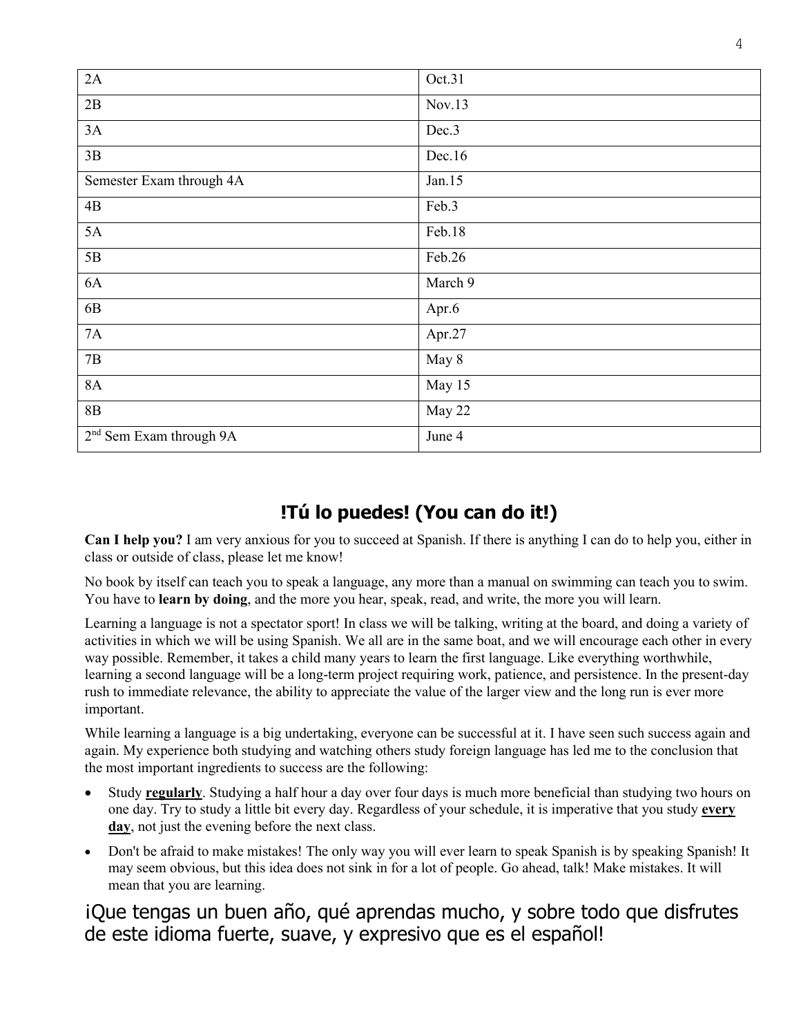| | |
|---|---|
| 2A | Oct.31 |
| 2B | Nov.13 |
| 3A | Dec.3 |
| 3B | Dec.16 |
| Semester Exam through 4A | Jan.15 |
| 4B | Feb.3 |
| 5A | Feb.18 |
| 5B | Feb.26 |
| 6A | March 9 |
| 6B | Apr.6 |
| 7A | Apr.27 |
| 7B | May 8 |
| 8A | May 15 |
| 8B | May 22 |
| 2nd Sem Exam through 9A | June 4 |

## !Tú lo puedes! (You can do it!)

**Can I help you?** I am very anxious for you to succeed at Spanish. If there is anything I can do to help you, either in class or outside of class, please let me know!

No book by itself can teach you to speak a language, any more than a manual on swimming can teach you to swim. You have to **learn by doing**, and the more you hear, speak, read, and write, the more you will learn.

Learning a language is not a spectator sport! In class we will be talking, writing at the board, and doing a variety of activities in which we will be using Spanish. We all are in the same boat, and we will encourage each other in every way possible. Remember, it takes a child many years to learn the first language. Like everything worthwhile, learning a second language will be a long-term project requiring work, patience, and persistence. In the present-day rush to immediate relevance, the ability to appreciate the value of the larger view and the long run is ever more important.

While learning a language is a big undertaking, everyone can be successful at it. I have seen such success again and again. My experience both studying and watching others study foreign language has led me to the conclusion that the most important ingredients to success are the following:

- Study **regularly**. Studying a half hour a day over four days is much more beneficial than studying two hours on one day. Try to study a little bit every day. Regardless of your schedule, it is imperative that you study **every day**, not just the evening before the next class.
- Don't be afraid to make mistakes! The only way you will ever learn to speak Spanish is by speaking Spanish! It may seem obvious, but this idea does not sink in for a lot of people. Go ahead, talk! Make mistakes. It will mean that you are learning.

¡Que tengas un buen año, qué aprendas mucho, y sobre todo que disfrutes de este idioma fuerte, suave, y expresivo que es el español!